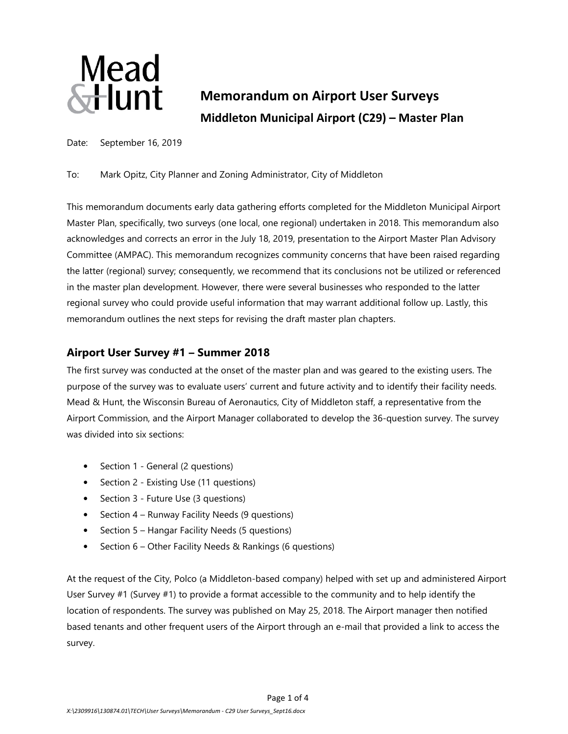# Memorandum on Airport User Surveys

## Middleton Municipal Airport (C29) – Master Plan

Date: September 16, 2019

To: Mark Opitz, City Planner and Zoning Administrator, City of Middleton

This memorandum documents early data gathering efforts completed for the Middleton Municipal Airport Master Plan, specifically, two surveys (one local, one regional) undertaken in 2018. This memorandum also acknowledges and corrects an error in the July 18, 2019, presentation to the Airport Master Plan Advisory Committee (AMPAC). This memorandum recognizes community concerns that have been raised regarding the latter (regional) survey; consequently, we recommend that its conclusions not be utilized or referenced in the master plan development. However, there were several businesses who responded to the latter regional survey who could provide useful information that may warrant additional follow up. Lastly, this memorandum outlines the next steps for revising the draft master plan chapters.

## Airport User Survey #1 – Summer 2018

The first survey was conducted at the onset of the master plan and was geared to the existing users. The purpose of the survey was to evaluate users' current and future activity and to identify their facility needs. Mead & Hunt, the Wisconsin Bureau of Aeronautics, City of Middleton staff, a representative from the Airport Commission, and the Airport Manager collaborated to develop the 36-question survey. The survey was divided into six sections:

- Section 1 - General (2 questions)
- Section 2 - Existing Use (11 questions)
- Section 3 - Future Use (3 questions)
- Section 4 – Runway Facility Needs (9 questions)
- Section 5 – Hangar Facility Needs (5 questions)
- Section 6 – Other Facility Needs & Rankings (6 questions)

At the request of the City, Polco (a Middleton-based company) helped with set up and administered Airport User Survey #1 (Survey #1) to provide a format accessible to the community and to help identify the location of respondents. The survey was published on May 25, 2018. The Airport manager then notified based tenants and other frequent users of the Airport through an e-mail that provided a link to access the survey.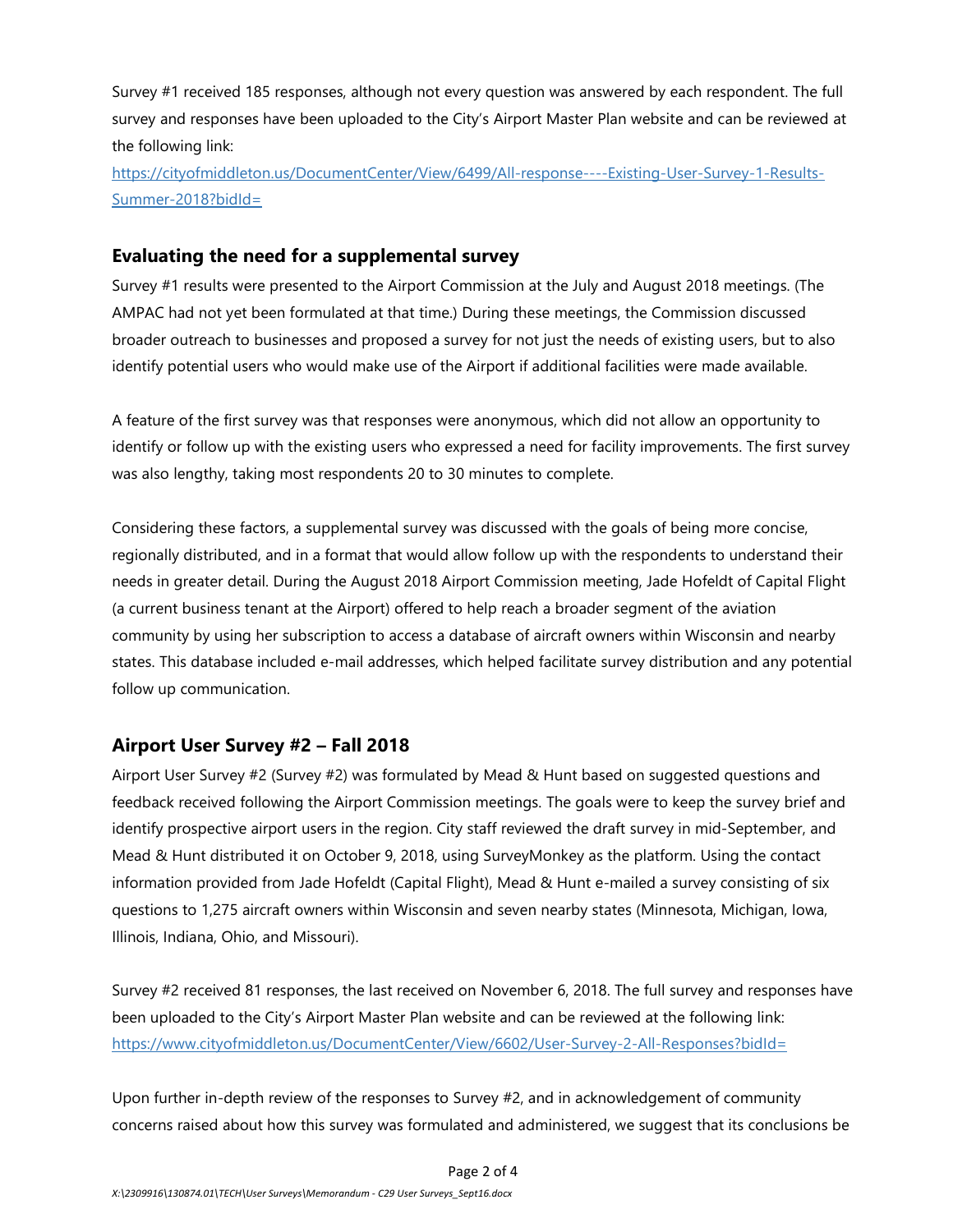Survey #1 received 185 responses, although not every question was answered by each respondent. The full survey and responses have been uploaded to the City's Airport Master Plan website and can be reviewed at the following link:

https://cityofmiddleton.us/DocumentCenter/View/6499/All-response----Existing-User-Survey-1-Results-Summer-2018?bidId=

## Evaluating the need for a supplemental survey

Survey #1 results were presented to the Airport Commission at the July and August 2018 meetings. (The AMPAC had not yet been formulated at that time.) During these meetings, the Commission discussed broader outreach to businesses and proposed a survey for not just the needs of existing users, but to also identify potential users who would make use of the Airport if additional facilities were made available.

A feature of the first survey was that responses were anonymous, which did not allow an opportunity to identify or follow up with the existing users who expressed a need for facility improvements. The first survey was also lengthy, taking most respondents 20 to 30 minutes to complete.

Considering these factors, a supplemental survey was discussed with the goals of being more concise, regionally distributed, and in a format that would allow follow up with the respondents to understand their needs in greater detail. During the August 2018 Airport Commission meeting, Jade Hofeldt of Capital Flight (a current business tenant at the Airport) offered to help reach a broader segment of the aviation community by using her subscription to access a database of aircraft owners within Wisconsin and nearby states. This database included e-mail addresses, which helped facilitate survey distribution and any potential follow up communication.

## Airport User Survey #2 – Fall 2018

Airport User Survey #2 (Survey #2) was formulated by Mead & Hunt based on suggested questions and feedback received following the Airport Commission meetings. The goals were to keep the survey brief and identify prospective airport users in the region. City staff reviewed the draft survey in mid-September, and Mead & Hunt distributed it on October 9, 2018, using SurveyMonkey as the platform. Using the contact information provided from Jade Hofeldt (Capital Flight), Mead & Hunt e-mailed a survey consisting of six questions to 1,275 aircraft owners within Wisconsin and seven nearby states (Minnesota, Michigan, Iowa, Illinois, Indiana, Ohio, and Missouri).

Survey #2 received 81 responses, the last received on November 6, 2018. The full survey and responses have been uploaded to the City's Airport Master Plan website and can be reviewed at the following link: https://www.cityofmiddleton.us/DocumentCenter/View/6602/User-Survey-2-All-Responses?bidId=

Upon further in-depth review of the responses to Survey #2, and in acknowledgement of community concerns raised about how this survey was formulated and administered, we suggest that its conclusions be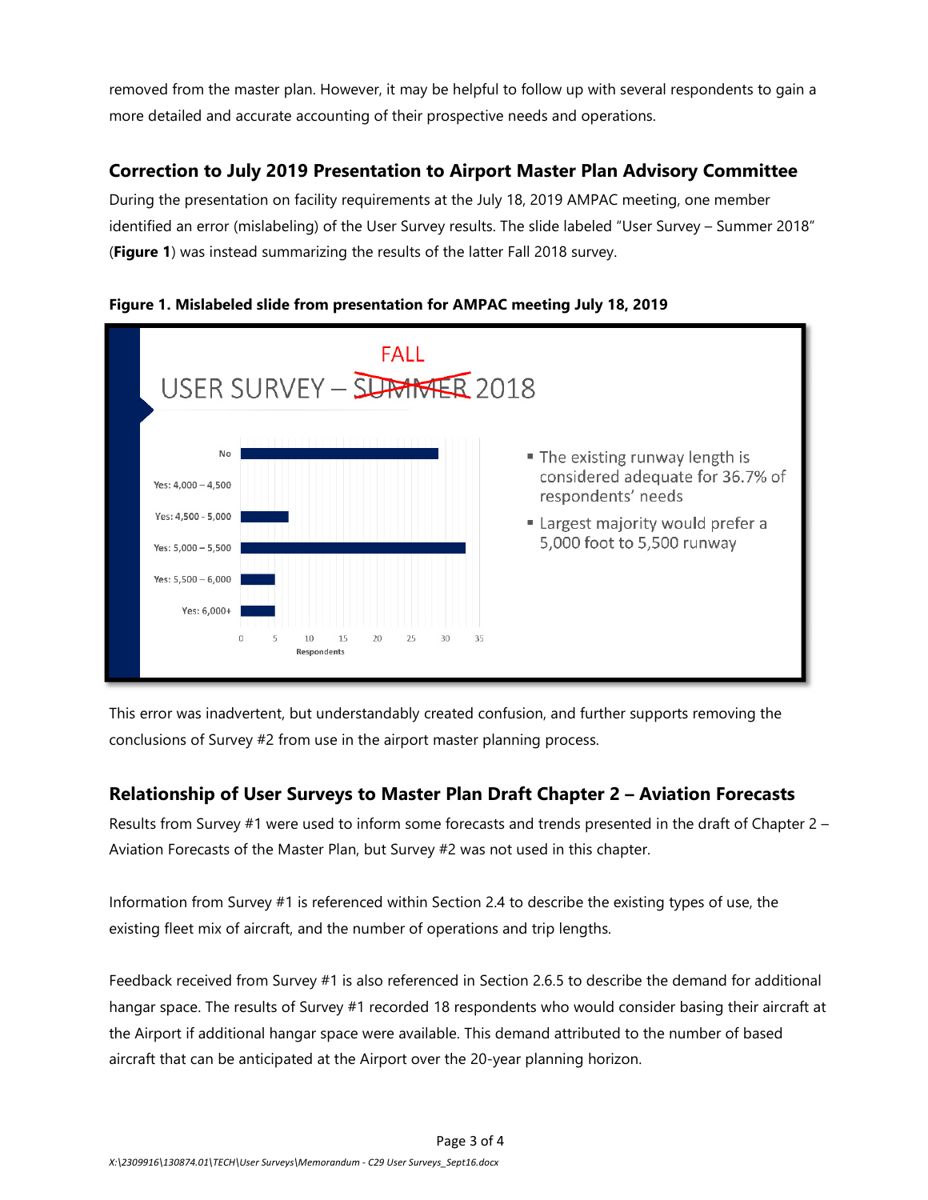removed from the master plan. However, it may be helpful to follow up with several respondents to gain a more detailed and accurate accounting of their prospective needs and operations.

## Correction to July 2019 Presentation to Airport Master Plan Advisory Committee

During the presentation on facility requirements at the July 18, 2019 AMPAC meeting, one member identified an error (mislabeling) of the User Survey results. The slide labeled "User Survey – Summer 2018" (**Figure 1**) was instead summarizing the results of the latter Fall 2018 survey.

**Figure 1. Mislabeled slide from presentation for AMPAC meeting July 18, 2019**

This error was inadvertent, but understandably created confusion, and further supports removing the conclusions of Survey #2 from use in the airport master planning process.

## Relationship of User Surveys to Master Plan Draft Chapter 2 – Aviation Forecasts

Results from Survey #1 were used to inform some forecasts and trends presented in the draft of Chapter 2 – Aviation Forecasts of the Master Plan, but Survey #2 was not used in this chapter.

Information from Survey #1 is referenced within Section 2.4 to describe the existing types of use, the existing fleet mix of aircraft, and the number of operations and trip lengths.

Feedback received from Survey #1 is also referenced in Section 2.6.5 to describe the demand for additional hangar space. The results of Survey #1 recorded 18 respondents who would consider basing their aircraft at the Airport if additional hangar space were available. This demand attributed to the number of based aircraft that can be anticipated at the Airport over the 20-year planning horizon.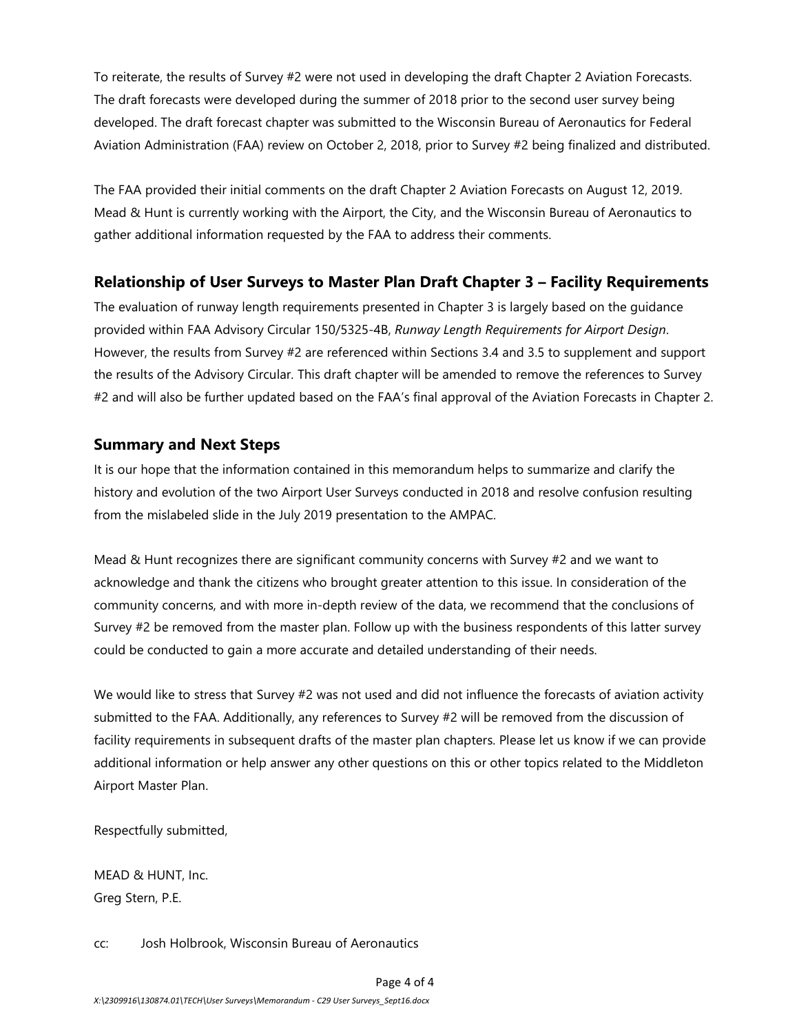To reiterate, the results of Survey #2 were not used in developing the draft Chapter 2 Aviation Forecasts. The draft forecasts were developed during the summer of 2018 prior to the second user survey being developed. The draft forecast chapter was submitted to the Wisconsin Bureau of Aeronautics for Federal Aviation Administration (FAA) review on October 2, 2018, prior to Survey #2 being finalized and distributed.

The FAA provided their initial comments on the draft Chapter 2 Aviation Forecasts on August 12, 2019. Mead & Hunt is currently working with the Airport, the City, and the Wisconsin Bureau of Aeronautics to gather additional information requested by the FAA to address their comments.

## Relationship of User Surveys to Master Plan Draft Chapter 3 – Facility Requirements

The evaluation of runway length requirements presented in Chapter 3 is largely based on the guidance provided within FAA Advisory Circular 150/5325-4B, *Runway Length Requirements for Airport Design*. However, the results from Survey #2 are referenced within Sections 3.4 and 3.5 to supplement and support the results of the Advisory Circular. This draft chapter will be amended to remove the references to Survey #2 and will also be further updated based on the FAA's final approval of the Aviation Forecasts in Chapter 2.

## Summary and Next Steps

It is our hope that the information contained in this memorandum helps to summarize and clarify the history and evolution of the two Airport User Surveys conducted in 2018 and resolve confusion resulting from the mislabeled slide in the July 2019 presentation to the AMPAC.

Mead & Hunt recognizes there are significant community concerns with Survey #2 and we want to acknowledge and thank the citizens who brought greater attention to this issue. In consideration of the community concerns, and with more in-depth review of the data, we recommend that the conclusions of Survey #2 be removed from the master plan. Follow up with the business respondents of this latter survey could be conducted to gain a more accurate and detailed understanding of their needs.

We would like to stress that Survey #2 was not used and did not influence the forecasts of aviation activity submitted to the FAA. Additionally, any references to Survey #2 will be removed from the discussion of facility requirements in subsequent drafts of the master plan chapters. Please let us know if we can provide additional information or help answer any other questions on this or other topics related to the Middleton Airport Master Plan.

Respectfully submitted,

MEAD & HUNT, Inc.
Greg Stern, P.E.

cc: Josh Holbrook, Wisconsin Bureau of Aeronautics

*X:\2309916\130874.01\TECH\User Surveys\Memorandum - C29 User Surveys_Sept16.docx*